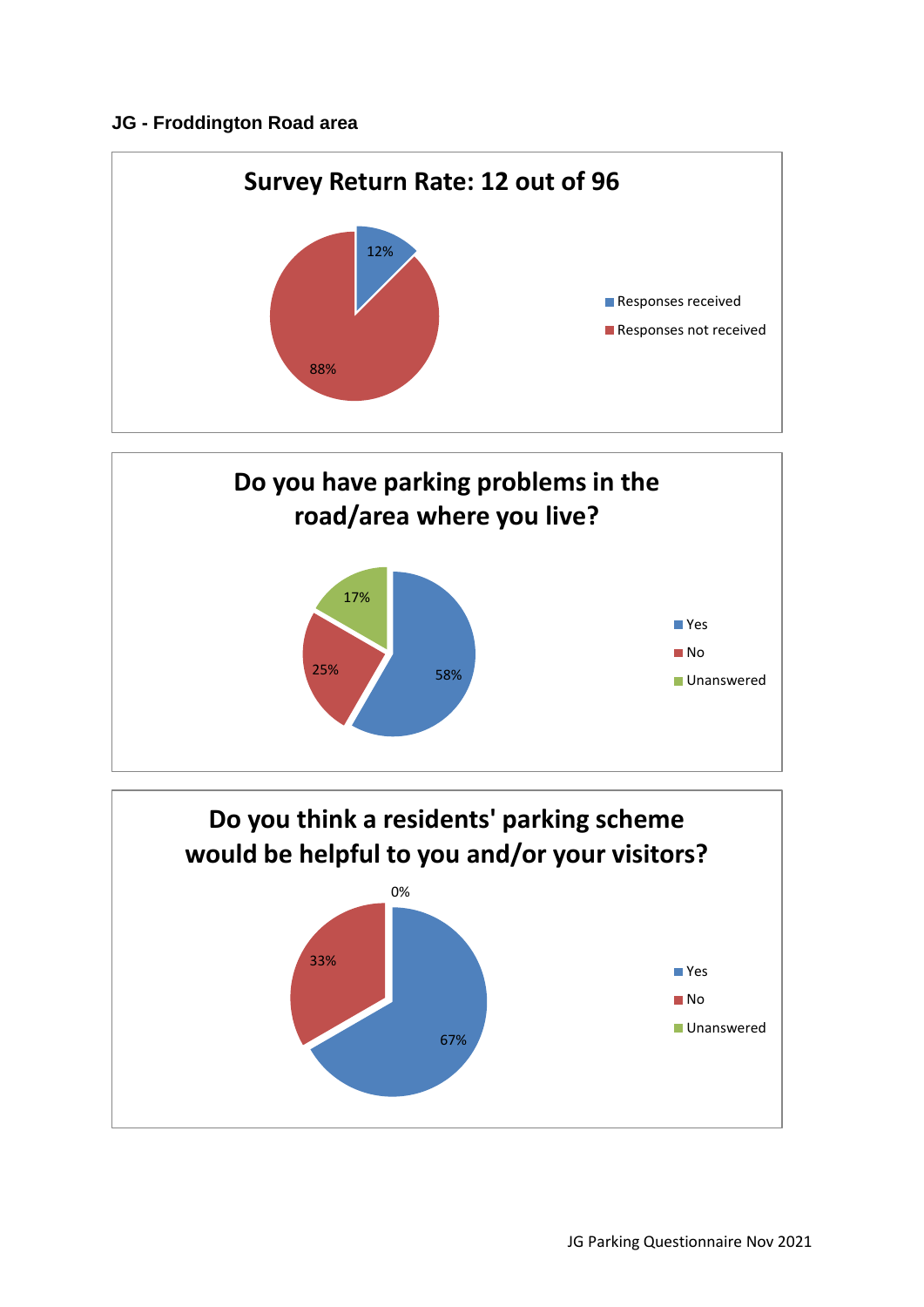**JG - Froddington Road area**

## Survey Return Rate: 12 out of 96

- Responses received: 12%
- Responses not received: 88%

## Do you have parking problems in the road/area where you live?

- Yes: 58%
- No: 25%
- Unanswered: 17%

## Do you think a residents' parking scheme would be helpful to you and/or your visitors?

- Yes: 67%
- No: 33%
- Unanswered: 0%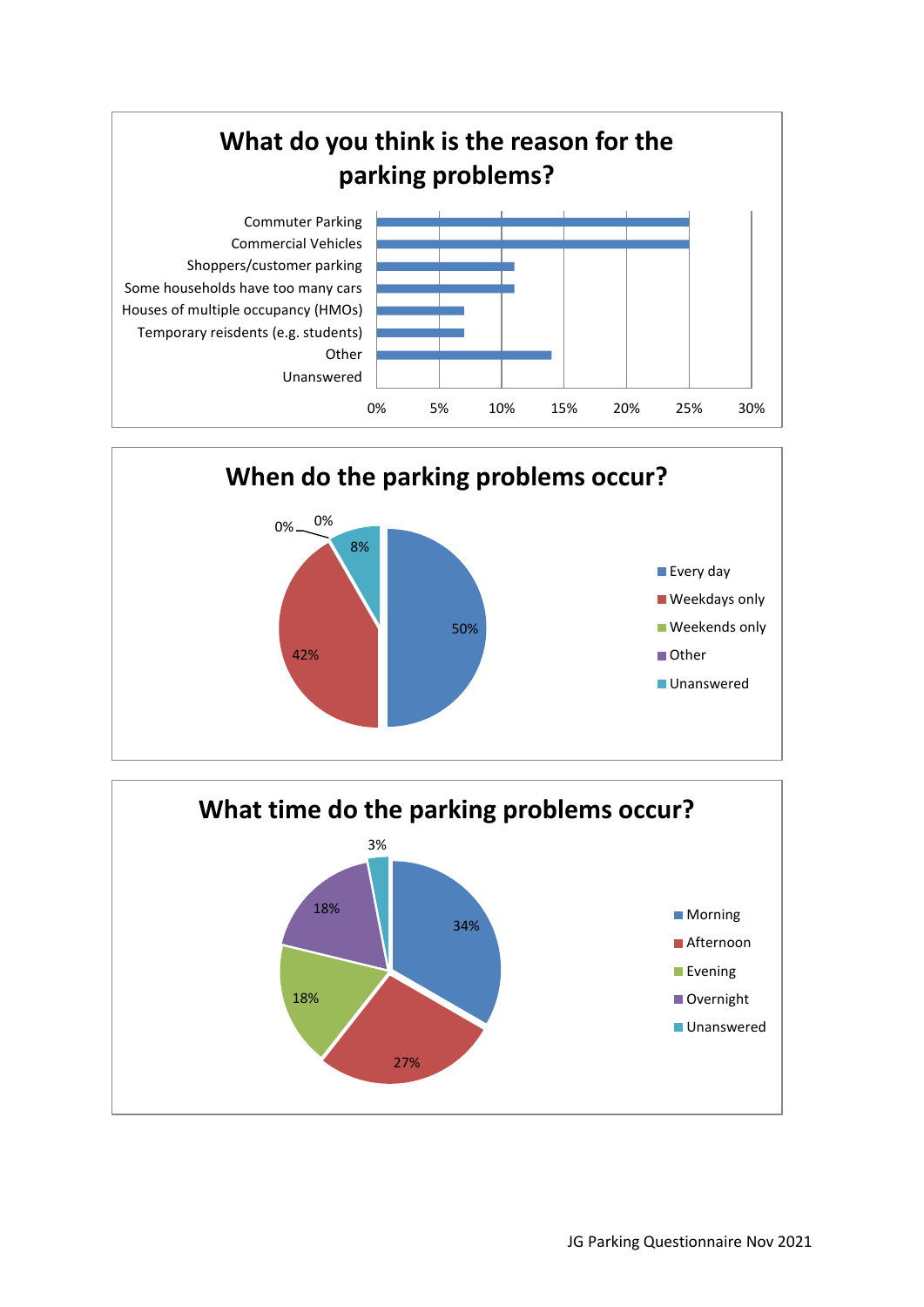## What do you think is the reason for the parking problems?

| Reason | Percentage |
|---|---|
| Commuter Parking | 25% |
| Commercial Vehicles | 25% |
| Shoppers/customer parking | 11% |
| Some households have too many cars | 11% |
| Houses of multiple occupancy (HMOs) | 7% |
| Temporary reisdents (e.g. students) | 7% |
| Other | 14% |
| Unanswered | 0% |

## When do the parking problems occur?

| Response | Percentage |
|---|---|
| Every day | 50% |
| Weekdays only | 42% |
| Weekends only | 0% |
| Other | 0% |
| Unanswered | 8% |

## What time do the parking problems occur?

| Response | Percentage |
|---|---|
| Morning | 34% |
| Afternoon | 27% |
| Evening | 18% |
| Overnight | 18% |
| Unanswered | 3% |

JG Parking Questionnaire Nov 2021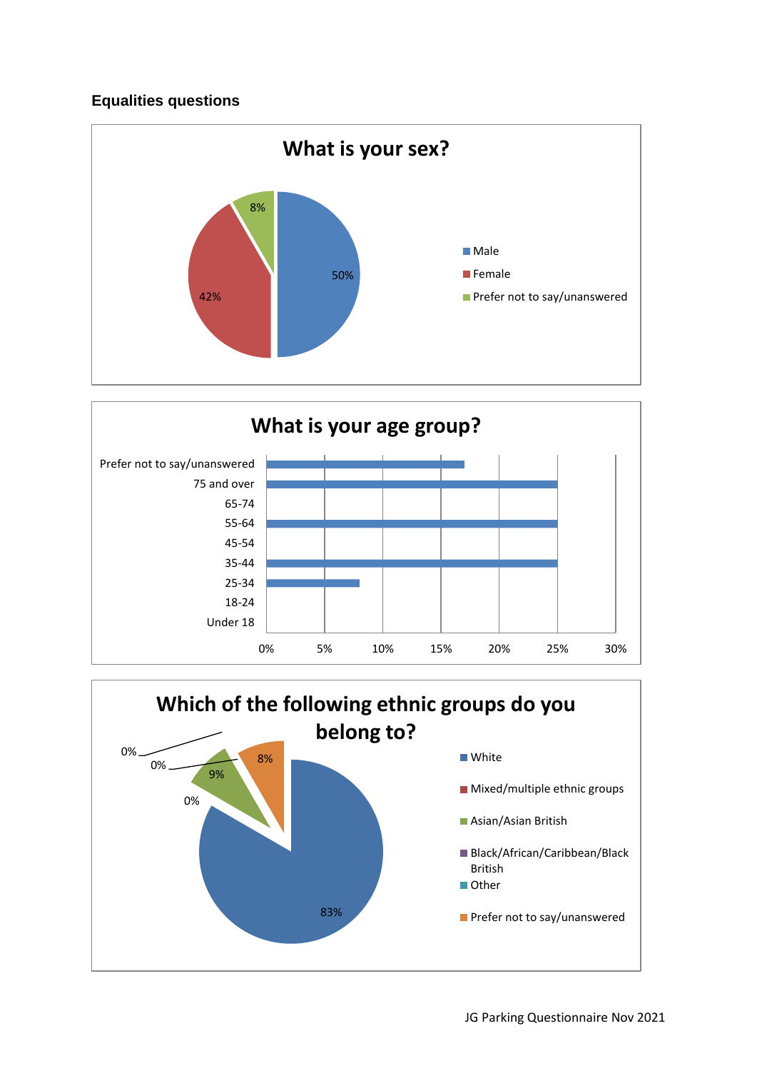### Equalities questions

**What is your sex?**

| Response | Percentage |
| --- | --- |
| Male | 50% |
| Female | 42% |
| Prefer not to say/unanswered | 8% |

**What is your age group?**

| Age group | Percentage |
| --- | --- |
| Prefer not to say/unanswered | 17% |
| 75 and over | 25% |
| 65-74 | 0% |
| 55-64 | 25% |
| 45-54 | 0% |
| 35-44 | 25% |
| 25-34 | 8% |
| 18-24 | 0% |
| Under 18 | 0% |

**Which of the following ethnic groups do you belong to?**

| Ethnic group | Percentage |
| --- | --- |
| White | 83% |
| Mixed/multiple ethnic groups | 0% |
| Asian/Asian British | 9% |
| Black/African/Caribbean/Black British | 0% |
| Other | 0% |
| Prefer not to say/unanswered | 8% |

JG Parking Questionnaire Nov 2021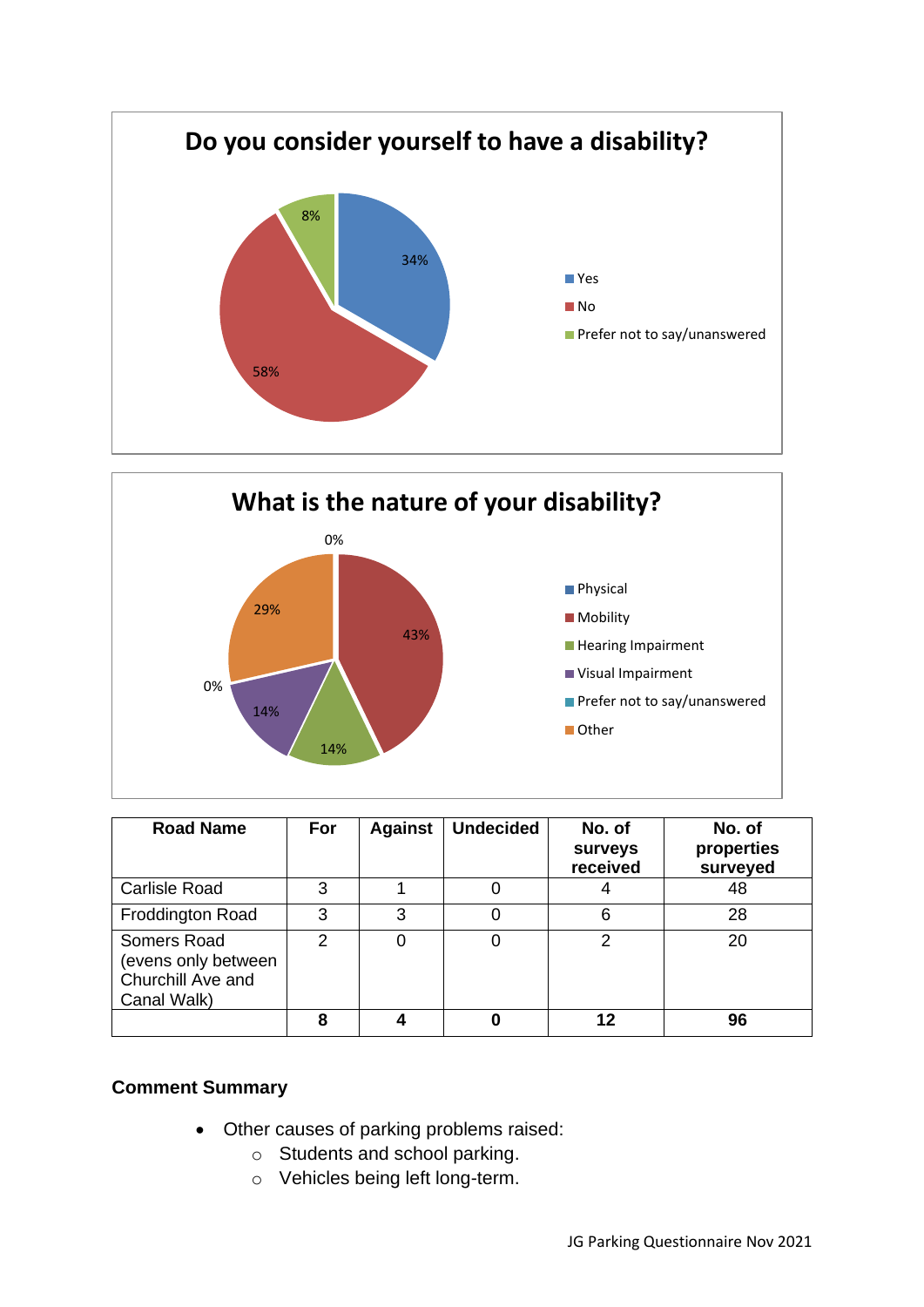## Do you consider yourself to have a disability?

- Yes: 34%
- No: 58%
- Prefer not to say/unanswered: 8%

## What is the nature of your disability?

- Physical: 0%
- Mobility: 43%
- Hearing Impairment: 14%
- Visual Impairment: 14%
- Prefer not to say/unanswered: 0%
- Other: 29%

| Road Name | For | Against | Undecided | No. of surveys received | No. of properties surveyed |
|---|---|---|---|---|---|
| Carlisle Road | 3 | 1 | 0 | 4 | 48 |
| Froddington Road | 3 | 3 | 0 | 6 | 28 |
| Somers Road (evens only between Churchill Ave and Canal Walk) | 2 | 0 | 0 | 2 | 20 |
| | **8** | **4** | **0** | **12** | **96** |

**Comment Summary**

- Other causes of parking problems raised:
  - Students and school parking.
  - Vehicles being left long-term.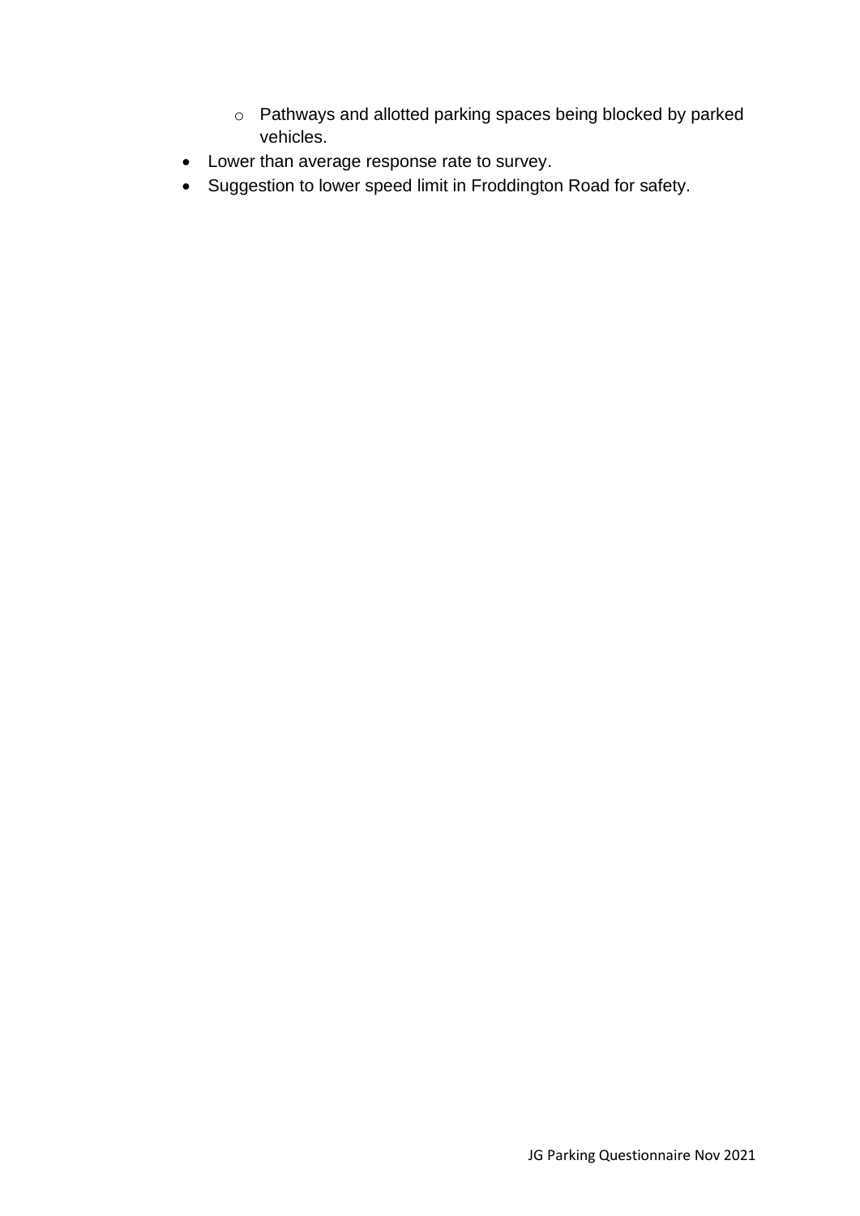- Pathways and allotted parking spaces being blocked by parked vehicles.
- Lower than average response rate to survey.
- Suggestion to lower speed limit in Froddington Road for safety.